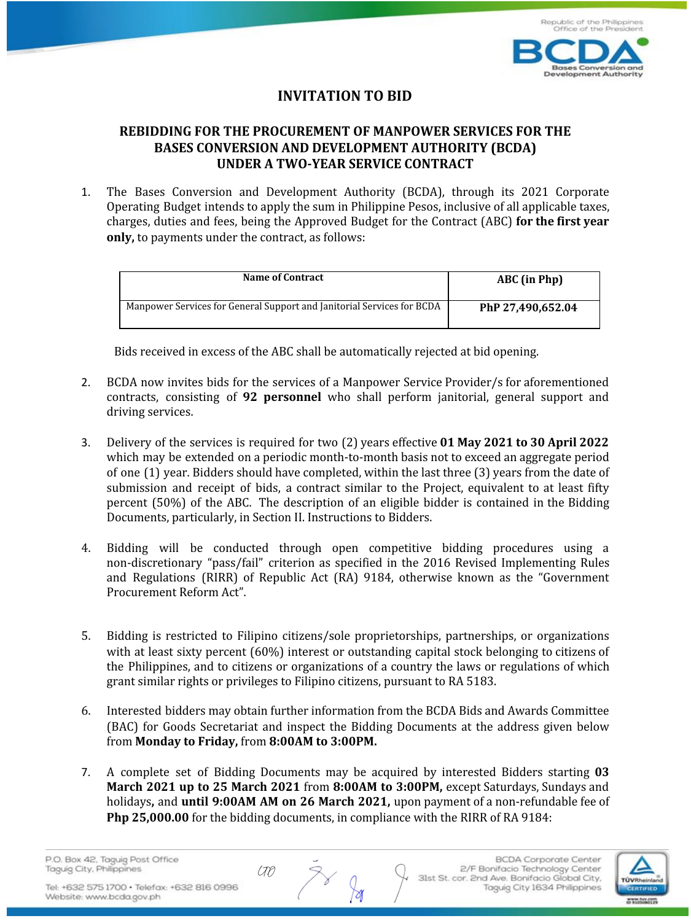# INVITATION TO BID

## REBIDDING FOR THE PROCUREMENT OF MANPOWER SERVICES FOR THE BASES CONVERSION AND DEVELOPMENT AUTHORITY (BCDA) UNDER A TWO-YEAR SERVICE CONTRACT

1. The Bases Conversion and Development Authority (BCDA), through its 2021 Corporate Operating Budget intends to apply the sum in Philippine Pesos, inclusive of all applicable taxes, charges, duties and fees, being the Approved Budget for the Contract (ABC) **for the first year only,** to payments under the contract, as follows:

| Name of Contract | ABC (in Php) |
|---|---|
| Manpower Services for General Support and Janitorial Services for BCDA | **PhP 27,490,652.04** |

Bids received in excess of the ABC shall be automatically rejected at bid opening.

2. BCDA now invites bids for the services of a Manpower Service Provider/s for aforementioned contracts, consisting of **92 personnel** who shall perform janitorial, general support and driving services.

3. Delivery of the services is required for two (2) years effective **01 May 2021 to 30 April 2022** which may be extended on a periodic month-to-month basis not to exceed an aggregate period of one (1) year. Bidders should have completed, within the last three (3) years from the date of submission and receipt of bids, a contract similar to the Project, equivalent to at least fifty percent (50%) of the ABC. The description of an eligible bidder is contained in the Bidding Documents, particularly, in Section II. Instructions to Bidders.

4. Bidding will be conducted through open competitive bidding procedures using a non-discretionary "pass/fail" criterion as specified in the 2016 Revised Implementing Rules and Regulations (RIRR) of Republic Act (RA) 9184, otherwise known as the "Government Procurement Reform Act".

5. Bidding is restricted to Filipino citizens/sole proprietorships, partnerships, or organizations with at least sixty percent (60%) interest or outstanding capital stock belonging to citizens of the Philippines, and to citizens or organizations of a country the laws or regulations of which grant similar rights or privileges to Filipino citizens, pursuant to RA 5183.

6. Interested bidders may obtain further information from the BCDA Bids and Awards Committee (BAC) for Goods Secretariat and inspect the Bidding Documents at the address given below from **Monday to Friday,** from **8:00AM to 3:00PM.**

7. A complete set of Bidding Documents may be acquired by interested Bidders starting **03 March 2021 up to 25 March 2021** from **8:00AM to 3:00PM,** except Saturdays, Sundays and holidays**,** and **until 9:00AM AM on 26 March 2021,** upon payment of a non-refundable fee of **Php 25,000.00** for the bidding documents, in compliance with the RIRR of RA 9184: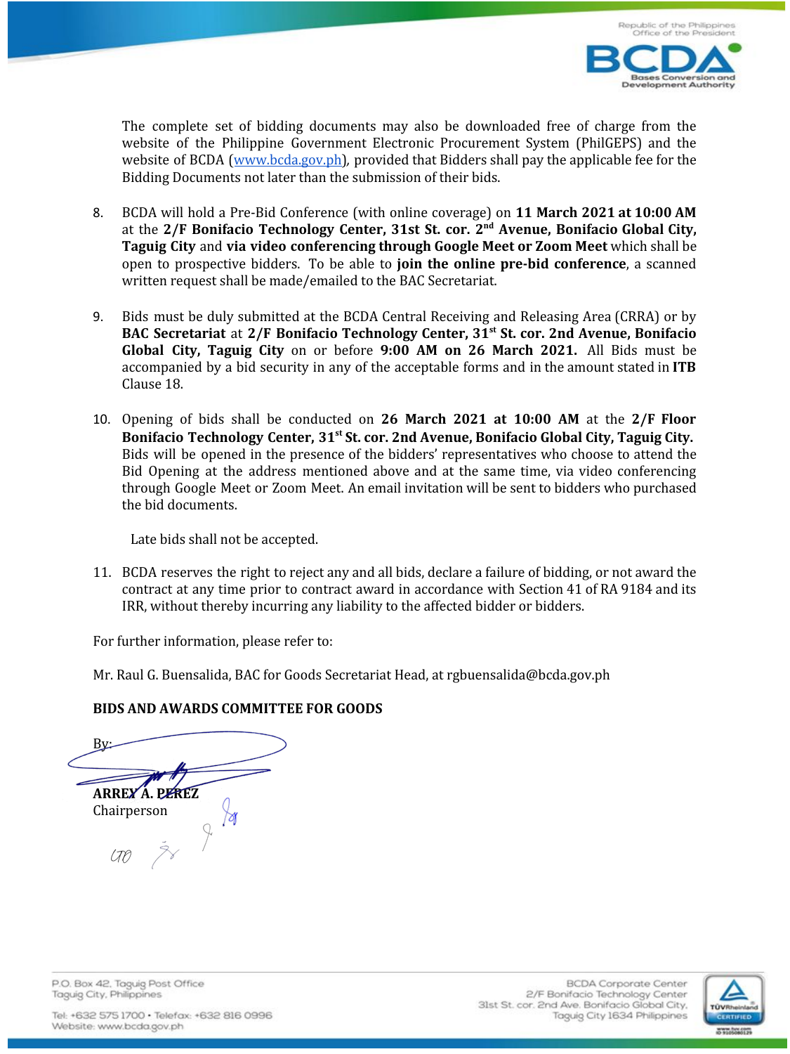The complete set of bidding documents may also be downloaded free of charge from the website of the Philippine Government Electronic Procurement System (PhilGEPS) and the website of BCDA (www.bcda.gov.ph), provided that Bidders shall pay the applicable fee for the Bidding Documents not later than the submission of their bids.

8. BCDA will hold a Pre-Bid Conference (with online coverage) on **11 March 2021 at 10:00 AM** at the **2/F Bonifacio Technology Center, 31st St. cor. 2nd Avenue, Bonifacio Global City, Taguig City** and **via video conferencing through Google Meet or Zoom Meet** which shall be open to prospective bidders. To be able to **join the online pre-bid conference**, a scanned written request shall be made/emailed to the BAC Secretariat.

9. Bids must be duly submitted at the BCDA Central Receiving and Releasing Area (CRRA) or by **BAC Secretariat** at **2/F Bonifacio Technology Center, 31st St. cor. 2nd Avenue, Bonifacio Global City, Taguig City** on or before **9:00 AM on 26 March 2021.** All Bids must be accompanied by a bid security in any of the acceptable forms and in the amount stated in **ITB** Clause 18.

10. Opening of bids shall be conducted on **26 March 2021 at 10:00 AM** at the **2/F Floor Bonifacio Technology Center, 31st St. cor. 2nd Avenue, Bonifacio Global City, Taguig City.** Bids will be opened in the presence of the bidders' representatives who choose to attend the Bid Opening at the address mentioned above and at the same time, via video conferencing through Google Meet or Zoom Meet. An email invitation will be sent to bidders who purchased the bid documents.

    Late bids shall not be accepted.

11. BCDA reserves the right to reject any and all bids, declare a failure of bidding, or not award the contract at any time prior to contract award in accordance with Section 41 of RA 9184 and its IRR, without thereby incurring any liability to the affected bidder or bidders.

For further information, please refer to:

Mr. Raul G. Buensalida, BAC for Goods Secretariat Head, at rgbuensalida@bcda.gov.ph

**BIDS AND AWARDS COMMITTEE FOR GOODS**

By:

**ARREY A. PEREZ**
Chairperson